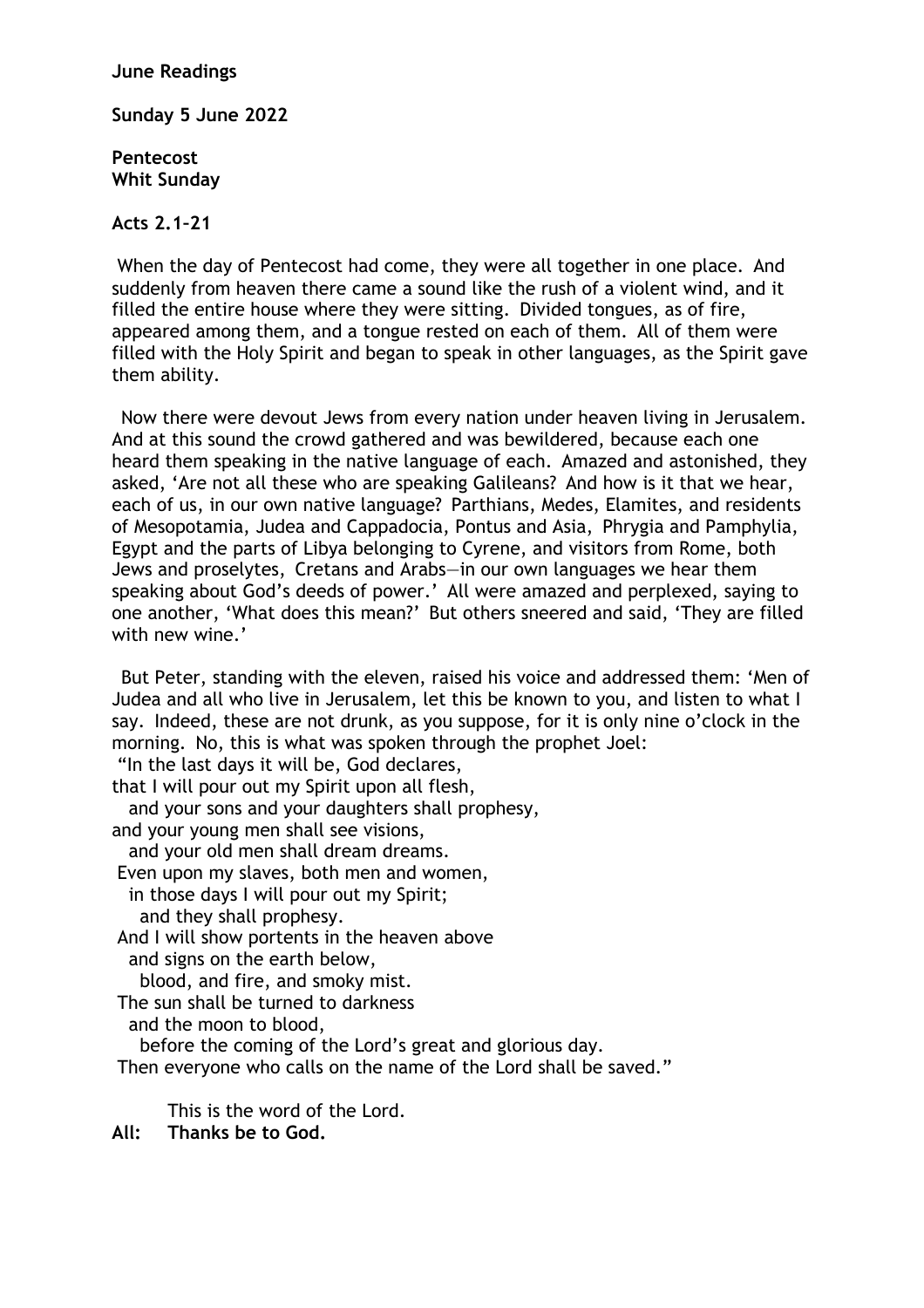**June Readings**

**Sunday 5 June 2022**

**Pentecost**
**Whit Sunday**

**Acts 2.1–21**

When the day of Pentecost had come, they were all together in one place. And suddenly from heaven there came a sound like the rush of a violent wind, and it filled the entire house where they were sitting. Divided tongues, as of fire, appeared among them, and a tongue rested on each of them. All of them were filled with the Holy Spirit and began to speak in other languages, as the Spirit gave them ability.

Now there were devout Jews from every nation under heaven living in Jerusalem. And at this sound the crowd gathered and was bewildered, because each one heard them speaking in the native language of each. Amazed and astonished, they asked, 'Are not all these who are speaking Galileans? And how is it that we hear, each of us, in our own native language? Parthians, Medes, Elamites, and residents of Mesopotamia, Judea and Cappadocia, Pontus and Asia, Phrygia and Pamphylia, Egypt and the parts of Libya belonging to Cyrene, and visitors from Rome, both Jews and proselytes, Cretans and Arabs—in our own languages we hear them speaking about God's deeds of power.' All were amazed and perplexed, saying to one another, 'What does this mean?' But others sneered and said, 'They are filled with new wine.'

But Peter, standing with the eleven, raised his voice and addressed them: 'Men of Judea and all who live in Jerusalem, let this be known to you, and listen to what I say. Indeed, these are not drunk, as you suppose, for it is only nine o'clock in the morning. No, this is what was spoken through the prophet Joel:

"In the last days it will be, God declares,
that I will pour out my Spirit upon all flesh,
  and your sons and your daughters shall prophesy,
and your young men shall see visions,
  and your old men shall dream dreams.
Even upon my slaves, both men and women,
  in those days I will pour out my Spirit;
    and they shall prophesy.
And I will show portents in the heaven above
  and signs on the earth below,
    blood, and fire, and smoky mist.
The sun shall be turned to darkness
  and the moon to blood,
    before the coming of the Lord's great and glorious day.
Then everyone who calls on the name of the Lord shall be saved."

This is the word of the Lord.

**All: Thanks be to God.**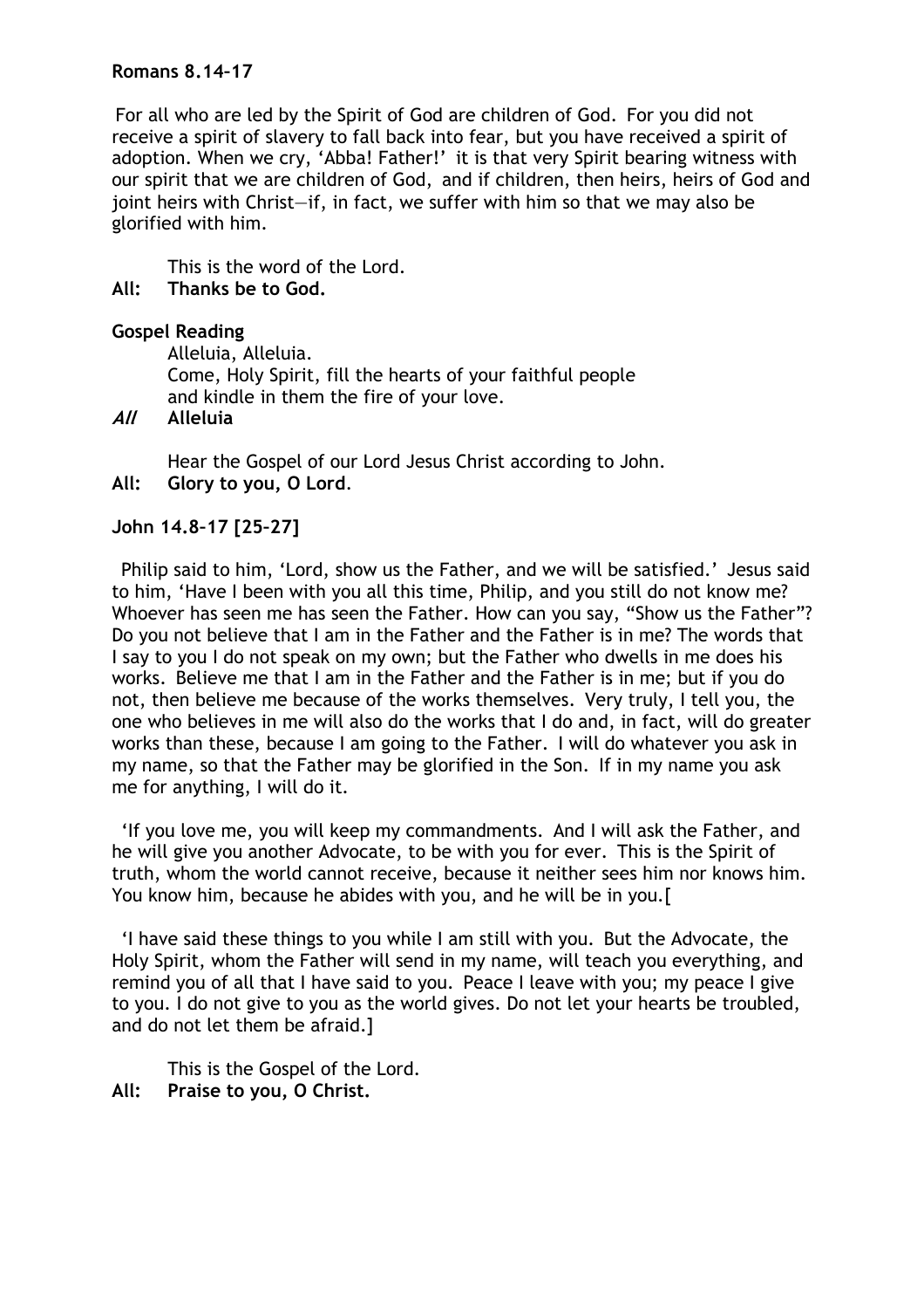**Romans 8.14–17**

For all who are led by the Spirit of God are children of God. For you did not receive a spirit of slavery to fall back into fear, but you have received a spirit of adoption. When we cry, 'Abba! Father!' it is that very Spirit bearing witness with our spirit that we are children of God, and if children, then heirs, heirs of God and joint heirs with Christ—if, in fact, we suffer with him so that we may also be glorified with him.

This is the word of the Lord.
**All: Thanks be to God.**

**Gospel Reading**

Alleluia, Alleluia.
Come, Holy Spirit, fill the hearts of your faithful people
and kindle in them the fire of your love.
***All*** **Alleluia**

Hear the Gospel of our Lord Jesus Christ according to John.
**All: Glory to you, O Lord.**

**John 14.8–17 [25–27]**

Philip said to him, 'Lord, show us the Father, and we will be satisfied.' Jesus said to him, 'Have I been with you all this time, Philip, and you still do not know me? Whoever has seen me has seen the Father. How can you say, "Show us the Father"? Do you not believe that I am in the Father and the Father is in me? The words that I say to you I do not speak on my own; but the Father who dwells in me does his works. Believe me that I am in the Father and the Father is in me; but if you do not, then believe me because of the works themselves. Very truly, I tell you, the one who believes in me will also do the works that I do and, in fact, will do greater works than these, because I am going to the Father. I will do whatever you ask in my name, so that the Father may be glorified in the Son. If in my name you ask me for anything, I will do it.

'If you love me, you will keep my commandments. And I will ask the Father, and he will give you another Advocate, to be with you for ever. This is the Spirit of truth, whom the world cannot receive, because it neither sees him nor knows him. You know him, because he abides with you, and he will be in you.[

'I have said these things to you while I am still with you. But the Advocate, the Holy Spirit, whom the Father will send in my name, will teach you everything, and remind you of all that I have said to you. Peace I leave with you; my peace I give to you. I do not give to you as the world gives. Do not let your hearts be troubled, and do not let them be afraid.]

This is the Gospel of the Lord.
**All: Praise to you, O Christ.**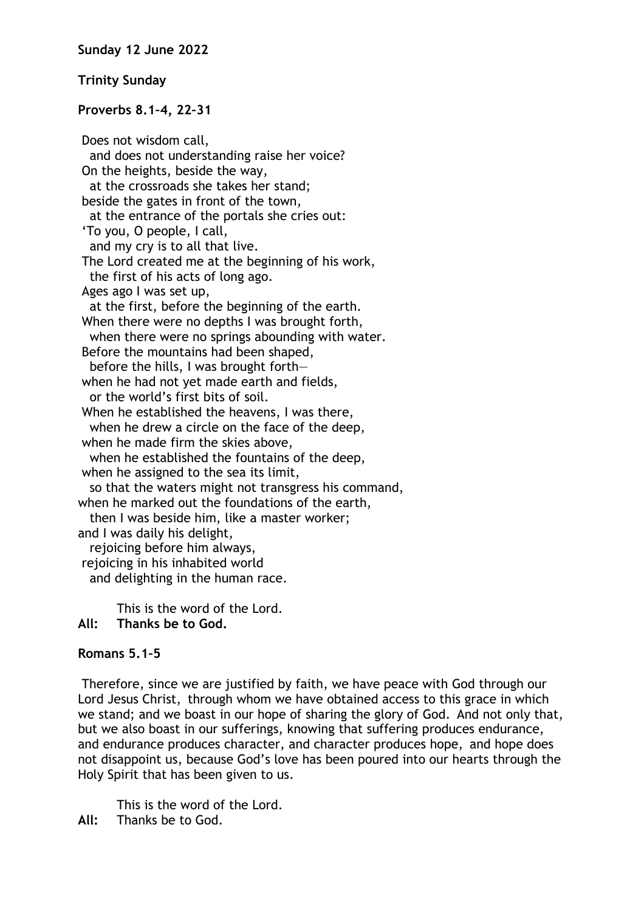**Sunday 12 June 2022**

**Trinity Sunday**

**Proverbs 8.1–4, 22–31**

Does not wisdom call,  
  and does not understanding raise her voice?  
On the heights, beside the way,  
  at the crossroads she takes her stand;  
beside the gates in front of the town,  
  at the entrance of the portals she cries out:  
'To you, O people, I call,  
  and my cry is to all that live.  
The Lord created me at the beginning of his work,  
  the first of his acts of long ago.  
Ages ago I was set up,  
  at the first, before the beginning of the earth.  
When there were no depths I was brought forth,  
  when there were no springs abounding with water.  
Before the mountains had been shaped,  
  before the hills, I was brought forth—  
when he had not yet made earth and fields,  
  or the world's first bits of soil.  
When he established the heavens, I was there,  
  when he drew a circle on the face of the deep,  
when he made firm the skies above,  
  when he established the fountains of the deep,  
when he assigned to the sea its limit,  
  so that the waters might not transgress his command,  
when he marked out the foundations of the earth,  
  then I was beside him, like a master worker;  
and I was daily his delight,  
  rejoicing before him always,  
rejoicing in his inhabited world  
  and delighting in the human race.

This is the word of the Lord.  
**All: Thanks be to God.**

**Romans 5.1–5**

Therefore, since we are justified by faith, we have peace with God through our Lord Jesus Christ, through whom we have obtained access to this grace in which we stand; and we boast in our hope of sharing the glory of God. And not only that, but we also boast in our sufferings, knowing that suffering produces endurance, and endurance produces character, and character produces hope, and hope does not disappoint us, because God's love has been poured into our hearts through the Holy Spirit that has been given to us.

This is the word of the Lord.  
**All:** Thanks be to God.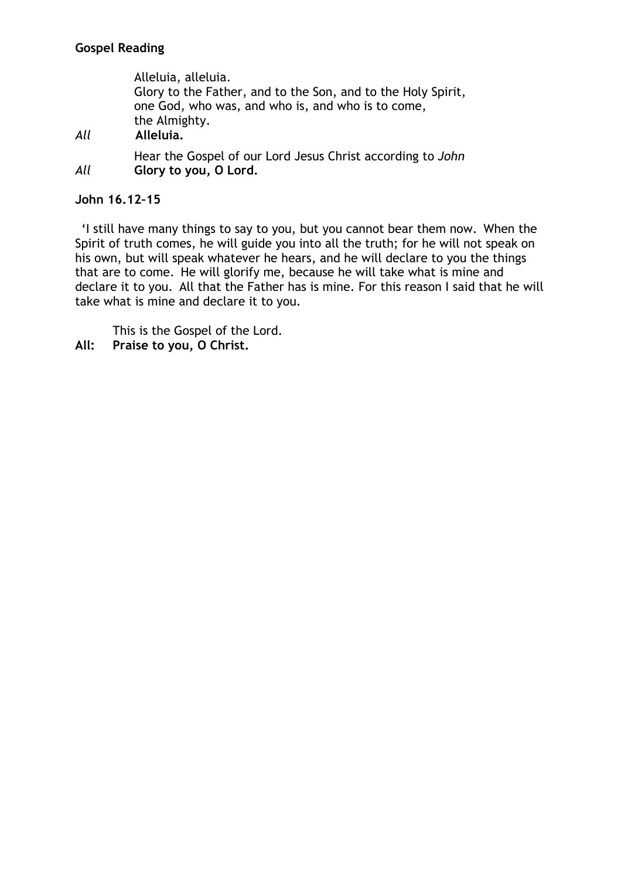**Gospel Reading**

Alleluia, alleluia.
Glory to the Father, and to the Son, and to the Holy Spirit,
one God, who was, and who is, and who is to come,
the Almighty.

*All* **Alleluia.**

Hear the Gospel of our Lord Jesus Christ according to *John*

*All* **Glory to you, O Lord.**

**John 16.12–15**

'I still have many things to say to you, but you cannot bear them now. When the Spirit of truth comes, he will guide you into all the truth; for he will not speak on his own, but will speak whatever he hears, and he will declare to you the things that are to come. He will glorify me, because he will take what is mine and declare it to you. All that the Father has is mine. For this reason I said that he will take what is mine and declare it to you.

This is the Gospel of the Lord.

**All: Praise to you, O Christ.**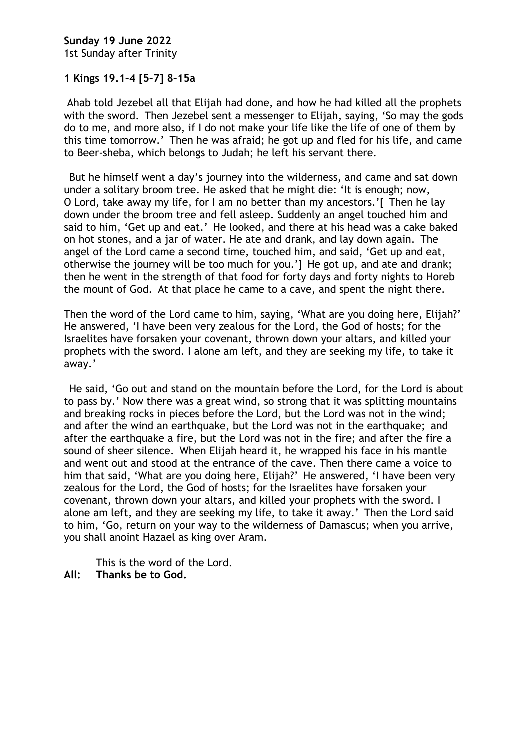**Sunday 19 June 2022**
1st Sunday after Trinity

**1 Kings 19.1–4 [5–7] 8–15a**

Ahab told Jezebel all that Elijah had done, and how he had killed all the prophets with the sword. Then Jezebel sent a messenger to Elijah, saying, 'So may the gods do to me, and more also, if I do not make your life like the life of one of them by this time tomorrow.' Then he was afraid; he got up and fled for his life, and came to Beer-sheba, which belongs to Judah; he left his servant there.

But he himself went a day's journey into the wilderness, and came and sat down under a solitary broom tree. He asked that he might die: 'It is enough; now, O Lord, take away my life, for I am no better than my ancestors.'[ Then he lay down under the broom tree and fell asleep. Suddenly an angel touched him and said to him, 'Get up and eat.' He looked, and there at his head was a cake baked on hot stones, and a jar of water. He ate and drank, and lay down again. The angel of the Lord came a second time, touched him, and said, 'Get up and eat, otherwise the journey will be too much for you.'] He got up, and ate and drank; then he went in the strength of that food for forty days and forty nights to Horeb the mount of God. At that place he came to a cave, and spent the night there.

Then the word of the Lord came to him, saying, 'What are you doing here, Elijah?' He answered, 'I have been very zealous for the Lord, the God of hosts; for the Israelites have forsaken your covenant, thrown down your altars, and killed your prophets with the sword. I alone am left, and they are seeking my life, to take it away.'

He said, 'Go out and stand on the mountain before the Lord, for the Lord is about to pass by.' Now there was a great wind, so strong that it was splitting mountains and breaking rocks in pieces before the Lord, but the Lord was not in the wind; and after the wind an earthquake, but the Lord was not in the earthquake; and after the earthquake a fire, but the Lord was not in the fire; and after the fire a sound of sheer silence. When Elijah heard it, he wrapped his face in his mantle and went out and stood at the entrance of the cave. Then there came a voice to him that said, 'What are you doing here, Elijah?' He answered, 'I have been very zealous for the Lord, the God of hosts; for the Israelites have forsaken your covenant, thrown down your altars, and killed your prophets with the sword. I alone am left, and they are seeking my life, to take it away.' Then the Lord said to him, 'Go, return on your way to the wilderness of Damascus; when you arrive, you shall anoint Hazael as king over Aram.

This is the word of the Lord.
**All: Thanks be to God.**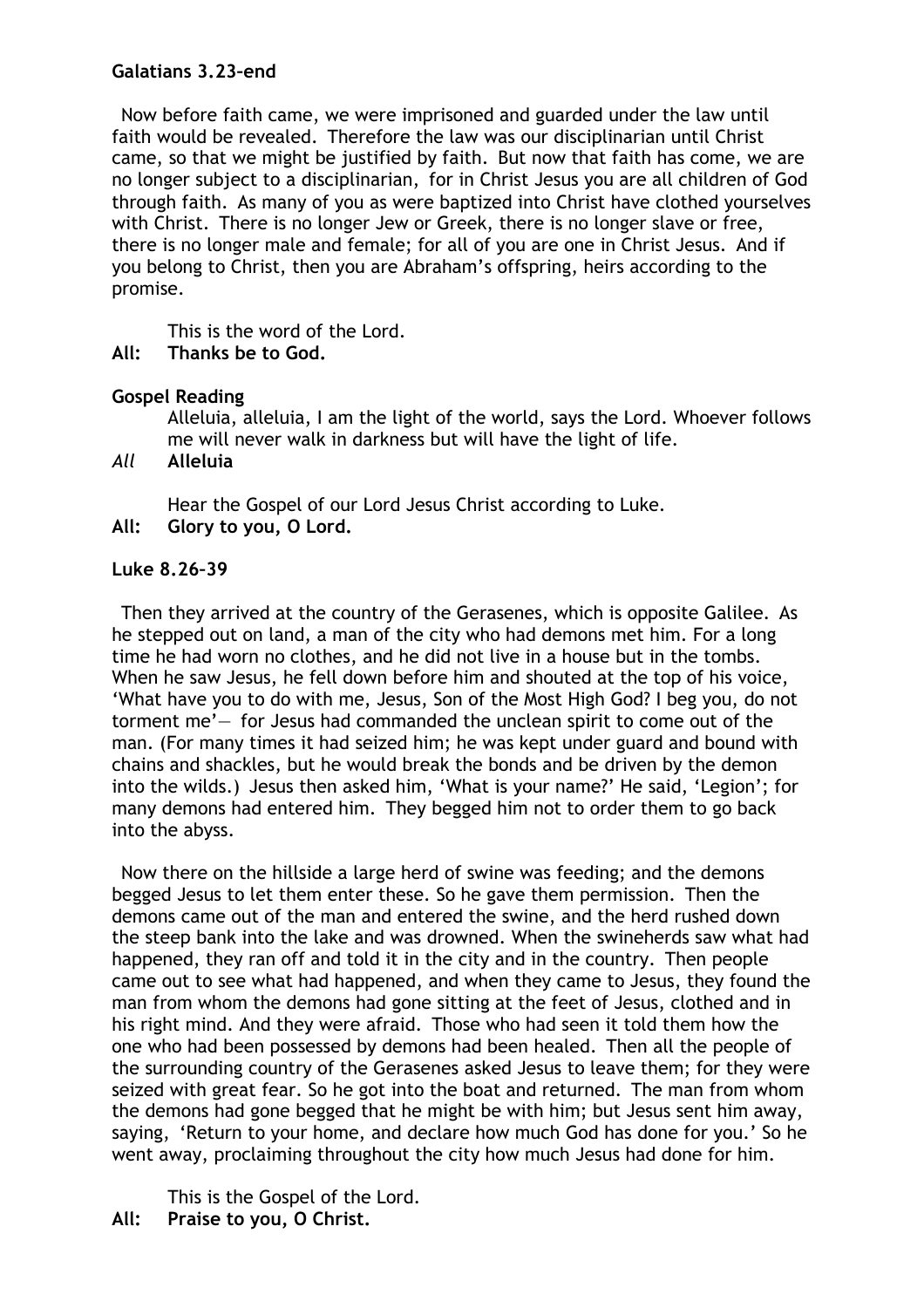**Galatians 3.23-end**

Now before faith came, we were imprisoned and guarded under the law until faith would be revealed. Therefore the law was our disciplinarian until Christ came, so that we might be justified by faith. But now that faith has come, we are no longer subject to a disciplinarian, for in Christ Jesus you are all children of God through faith. As many of you as were baptized into Christ have clothed yourselves with Christ. There is no longer Jew or Greek, there is no longer slave or free, there is no longer male and female; for all of you are one in Christ Jesus. And if you belong to Christ, then you are Abraham's offspring, heirs according to the promise.

This is the word of the Lord.

**All: Thanks be to God.**

**Gospel Reading**

Alleluia, alleluia, I am the light of the world, says the Lord. Whoever follows me will never walk in darkness but will have the light of life.

*All* **Alleluia**

Hear the Gospel of our Lord Jesus Christ according to Luke.

**All: Glory to you, O Lord.**

**Luke 8.26–39**

Then they arrived at the country of the Gerasenes, which is opposite Galilee. As he stepped out on land, a man of the city who had demons met him. For a long time he had worn no clothes, and he did not live in a house but in the tombs. When he saw Jesus, he fell down before him and shouted at the top of his voice, 'What have you to do with me, Jesus, Son of the Most High God? I beg you, do not torment me'— for Jesus had commanded the unclean spirit to come out of the man. (For many times it had seized him; he was kept under guard and bound with chains and shackles, but he would break the bonds and be driven by the demon into the wilds.) Jesus then asked him, 'What is your name?' He said, 'Legion'; for many demons had entered him. They begged him not to order them to go back into the abyss.

Now there on the hillside a large herd of swine was feeding; and the demons begged Jesus to let them enter these. So he gave them permission. Then the demons came out of the man and entered the swine, and the herd rushed down the steep bank into the lake and was drowned. When the swineherds saw what had happened, they ran off and told it in the city and in the country. Then people came out to see what had happened, and when they came to Jesus, they found the man from whom the demons had gone sitting at the feet of Jesus, clothed and in his right mind. And they were afraid. Those who had seen it told them how the one who had been possessed by demons had been healed. Then all the people of the surrounding country of the Gerasenes asked Jesus to leave them; for they were seized with great fear. So he got into the boat and returned. The man from whom the demons had gone begged that he might be with him; but Jesus sent him away, saying, 'Return to your home, and declare how much God has done for you.' So he went away, proclaiming throughout the city how much Jesus had done for him.

This is the Gospel of the Lord.

**All: Praise to you, O Christ.**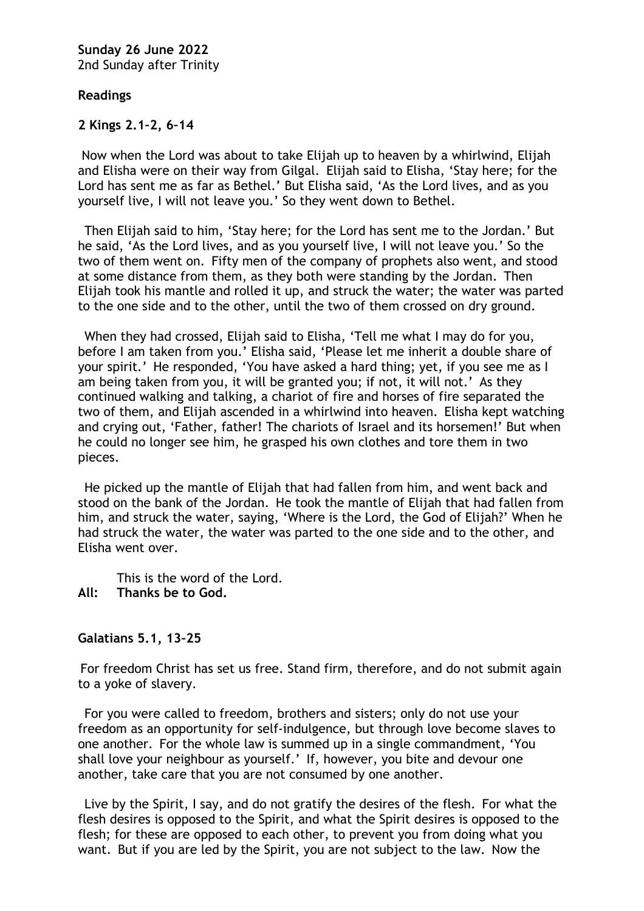**Sunday 26 June 2022**
2nd Sunday after Trinity

**Readings**

**2 Kings 2.1–2, 6–14**

Now when the Lord was about to take Elijah up to heaven by a whirlwind, Elijah and Elisha were on their way from Gilgal. Elijah said to Elisha, 'Stay here; for the Lord has sent me as far as Bethel.' But Elisha said, 'As the Lord lives, and as you yourself live, I will not leave you.' So they went down to Bethel.

Then Elijah said to him, 'Stay here; for the Lord has sent me to the Jordan.' But he said, 'As the Lord lives, and as you yourself live, I will not leave you.' So the two of them went on. Fifty men of the company of prophets also went, and stood at some distance from them, as they both were standing by the Jordan. Then Elijah took his mantle and rolled it up, and struck the water; the water was parted to the one side and to the other, until the two of them crossed on dry ground.

When they had crossed, Elijah said to Elisha, 'Tell me what I may do for you, before I am taken from you.' Elisha said, 'Please let me inherit a double share of your spirit.' He responded, 'You have asked a hard thing; yet, if you see me as I am being taken from you, it will be granted you; if not, it will not.' As they continued walking and talking, a chariot of fire and horses of fire separated the two of them, and Elijah ascended in a whirlwind into heaven. Elisha kept watching and crying out, 'Father, father! The chariots of Israel and its horsemen!' But when he could no longer see him, he grasped his own clothes and tore them in two pieces.

He picked up the mantle of Elijah that had fallen from him, and went back and stood on the bank of the Jordan. He took the mantle of Elijah that had fallen from him, and struck the water, saying, 'Where is the Lord, the God of Elijah?' When he had struck the water, the water was parted to the one side and to the other, and Elisha went over.

This is the word of the Lord.
**All: Thanks be to God.**

**Galatians 5.1, 13–25**

For freedom Christ has set us free. Stand firm, therefore, and do not submit again to a yoke of slavery.

For you were called to freedom, brothers and sisters; only do not use your freedom as an opportunity for self-indulgence, but through love become slaves to one another. For the whole law is summed up in a single commandment, 'You shall love your neighbour as yourself.' If, however, you bite and devour one another, take care that you are not consumed by one another.

Live by the Spirit, I say, and do not gratify the desires of the flesh. For what the flesh desires is opposed to the Spirit, and what the Spirit desires is opposed to the flesh; for these are opposed to each other, to prevent you from doing what you want. But if you are led by the Spirit, you are not subject to the law. Now the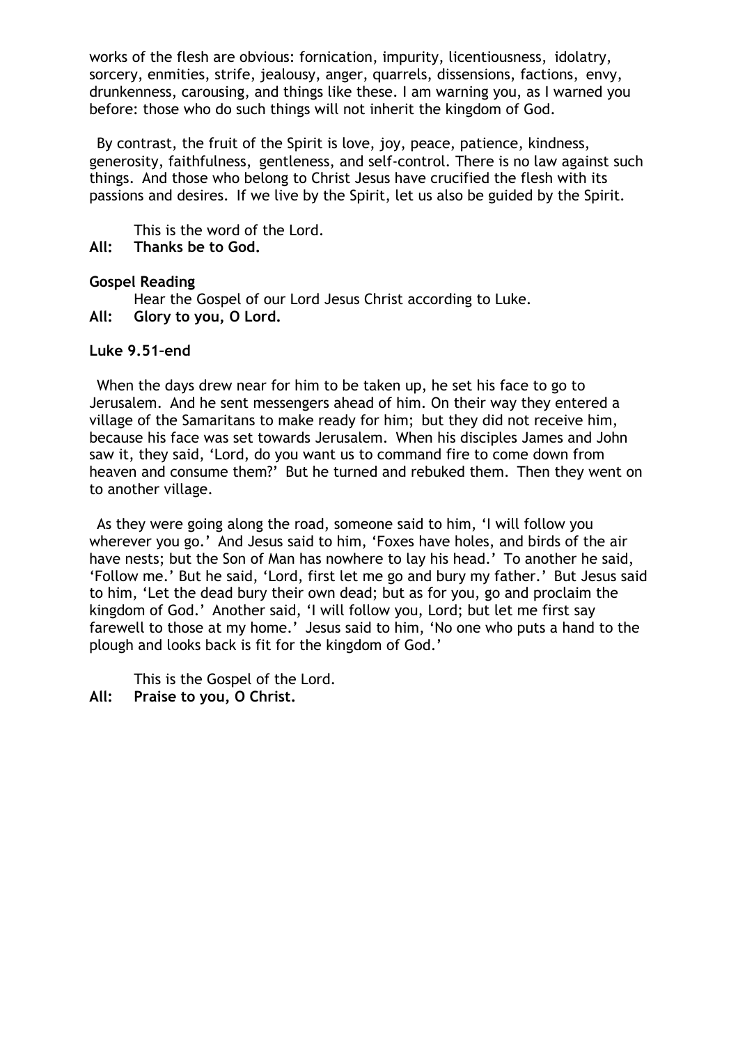works of the flesh are obvious: fornication, impurity, licentiousness, idolatry, sorcery, enmities, strife, jealousy, anger, quarrels, dissensions, factions, envy, drunkenness, carousing, and things like these. I am warning you, as I warned you before: those who do such things will not inherit the kingdom of God.

By contrast, the fruit of the Spirit is love, joy, peace, patience, kindness, generosity, faithfulness, gentleness, and self-control. There is no law against such things. And those who belong to Christ Jesus have crucified the flesh with its passions and desires. If we live by the Spirit, let us also be guided by the Spirit.

This is the word of the Lord.

**All: Thanks be to God.**

**Gospel Reading**

Hear the Gospel of our Lord Jesus Christ according to Luke.

**All: Glory to you, O Lord.**

**Luke 9.51–end**

When the days drew near for him to be taken up, he set his face to go to Jerusalem. And he sent messengers ahead of him. On their way they entered a village of the Samaritans to make ready for him; but they did not receive him, because his face was set towards Jerusalem. When his disciples James and John saw it, they said, 'Lord, do you want us to command fire to come down from heaven and consume them?' But he turned and rebuked them. Then they went on to another village.

As they were going along the road, someone said to him, 'I will follow you wherever you go.' And Jesus said to him, 'Foxes have holes, and birds of the air have nests; but the Son of Man has nowhere to lay his head.' To another he said, 'Follow me.' But he said, 'Lord, first let me go and bury my father.' But Jesus said to him, 'Let the dead bury their own dead; but as for you, go and proclaim the kingdom of God.' Another said, 'I will follow you, Lord; but let me first say farewell to those at my home.' Jesus said to him, 'No one who puts a hand to the plough and looks back is fit for the kingdom of God.'

This is the Gospel of the Lord.

**All: Praise to you, O Christ.**